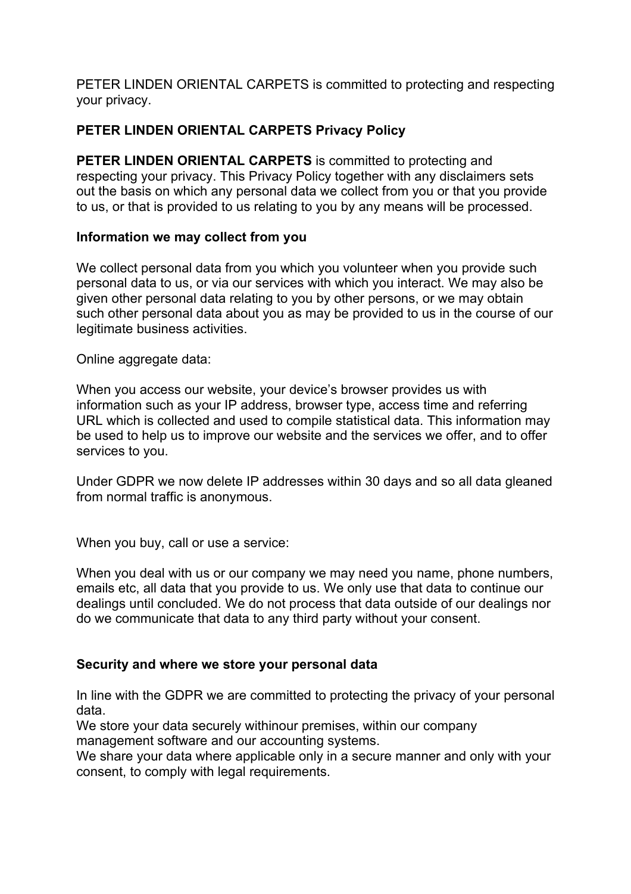PETER LINDEN ORIENTAL CARPETS is committed to protecting and respecting your privacy.

**PETER LINDEN ORIENTAL CARPETS Privacy Policy**

**PETER LINDEN ORIENTAL CARPETS** is committed to protecting and respecting your privacy. This Privacy Policy together with any disclaimers sets out the basis on which any personal data we collect from you or that you provide to us, or that is provided to us relating to you by any means will be processed.

**Information we may collect from you**

We collect personal data from you which you volunteer when you provide such personal data to us, or via our services with which you interact. We may also be given other personal data relating to you by other persons, or we may obtain such other personal data about you as may be provided to us in the course of our legitimate business activities.

Online aggregate data:

When you access our website, your device's browser provides us with information such as your IP address, browser type, access time and referring URL which is collected and used to compile statistical data. This information may be used to help us to improve our website and the services we offer, and to offer services to you.

Under GDPR we now delete IP addresses within 30 days and so all data gleaned from normal traffic is anonymous.

When you buy, call or use a service:

When you deal with us or our company we may need you name, phone numbers, emails etc, all data that you provide to us. We only use that data to continue our dealings until concluded. We do not process that data outside of our dealings nor do we communicate that data to any third party without your consent.

**Security and where we store your personal data**

In line with the GDPR we are committed to protecting the privacy of your personal data.
We store your data securely withinour premises, within our company management software and our accounting systems.
We share your data where applicable only in a secure manner and only with your consent, to comply with legal requirements.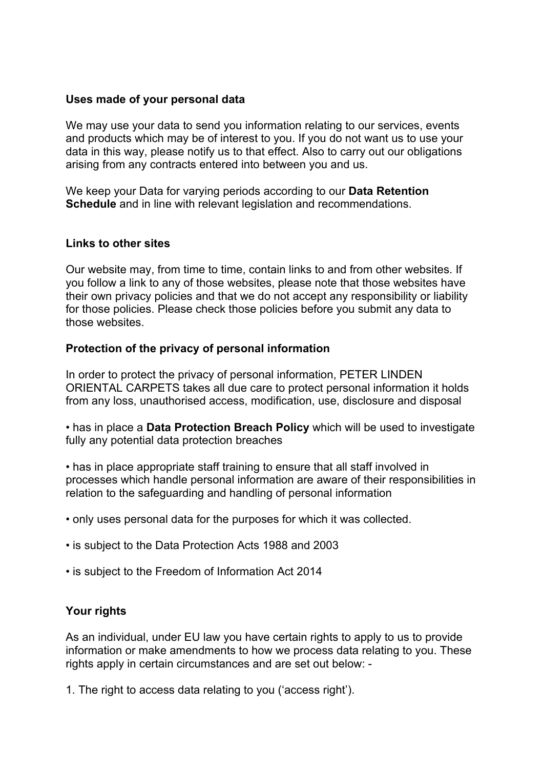**Uses made of your personal data**

We may use your data to send you information relating to our services, events and products which may be of interest to you. If you do not want us to use your data in this way, please notify us to that effect. Also to carry out our obligations arising from any contracts entered into between you and us.

We keep your Data for varying periods according to our **Data Retention Schedule** and in line with relevant legislation and recommendations.

**Links to other sites**

Our website may, from time to time, contain links to and from other websites. If you follow a link to any of those websites, please note that those websites have their own privacy policies and that we do not accept any responsibility or liability for those policies. Please check those policies before you submit any data to those websites.

**Protection of the privacy of personal information**

In order to protect the privacy of personal information, PETER LINDEN ORIENTAL CARPETS takes all due care to protect personal information it holds from any loss, unauthorised access, modification, use, disclosure and disposal

• has in place a **Data Protection Breach Policy** which will be used to investigate fully any potential data protection breaches

• has in place appropriate staff training to ensure that all staff involved in processes which handle personal information are aware of their responsibilities in relation to the safeguarding and handling of personal information

• only uses personal data for the purposes for which it was collected.

• is subject to the Data Protection Acts 1988 and 2003

• is subject to the Freedom of Information Act 2014

**Your rights**

As an individual, under EU law you have certain rights to apply to us to provide information or make amendments to how we process data relating to you. These rights apply in certain circumstances and are set out below: -

1. The right to access data relating to you ('access right').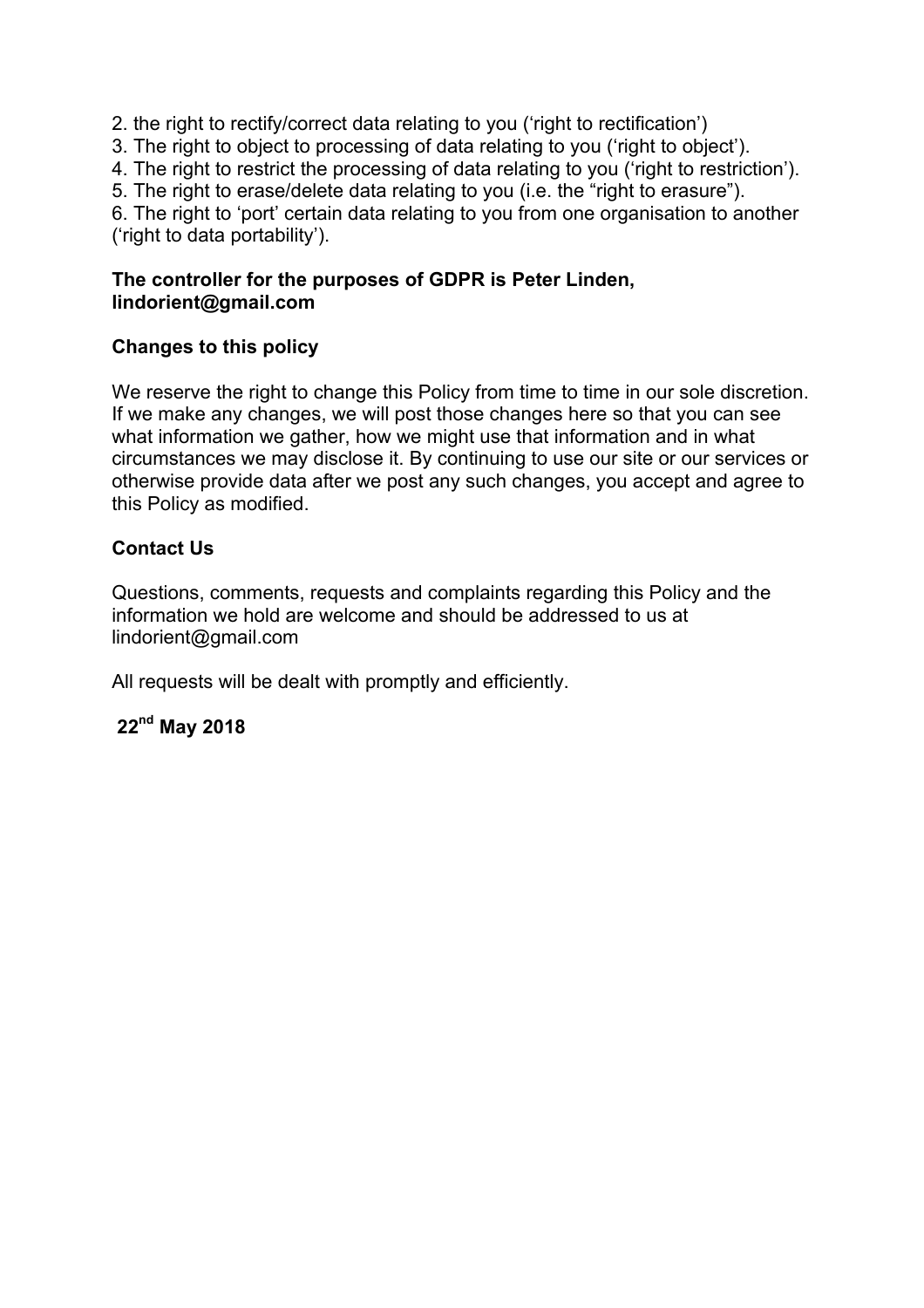2. the right to rectify/correct data relating to you ('right to rectification')
3. The right to object to processing of data relating to you ('right to object').
4. The right to restrict the processing of data relating to you ('right to restriction').
5. The right to erase/delete data relating to you (i.e. the "right to erasure").
6. The right to 'port' certain data relating to you from one organisation to another ('right to data portability').

**The controller for the purposes of GDPR is Peter Linden, lindorient@gmail.com**

**Changes to this policy**

We reserve the right to change this Policy from time to time in our sole discretion. If we make any changes, we will post those changes here so that you can see what information we gather, how we might use that information and in what circumstances we may disclose it. By continuing to use our site or our services or otherwise provide data after we post any such changes, you accept and agree to this Policy as modified.

**Contact Us**

Questions, comments, requests and complaints regarding this Policy and the information we hold are welcome and should be addressed to us at lindorient@gmail.com

All requests will be dealt with promptly and efficiently.

**22nd May 2018**